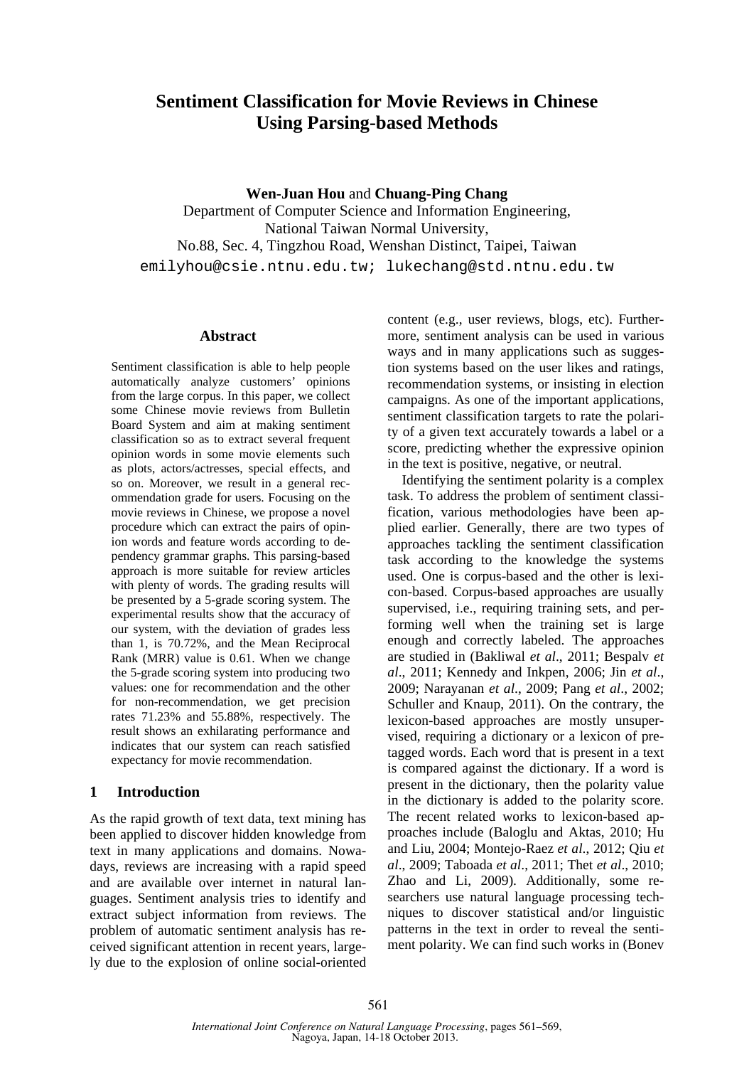# Sentiment Classification for Movie Reviews in Chinese Using Parsing-based Methods

**Wen-Juan Hou** and **Chuang-Ping Chang**

Department of Computer Science and Information Engineering,
National Taiwan Normal University,
No.88, Sec. 4, Tingzhou Road, Wenshan Distinct, Taipei, Taiwan
emilyhou@csie.ntnu.edu.tw; lukechang@std.ntnu.edu.tw

## Abstract

Sentiment classification is able to help people automatically analyze customers' opinions from the large corpus. In this paper, we collect some Chinese movie reviews from Bulletin Board System and aim at making sentiment classification so as to extract several frequent opinion words in some movie elements such as plots, actors/actresses, special effects, and so on. Moreover, we result in a general recommendation grade for users. Focusing on the movie reviews in Chinese, we propose a novel procedure which can extract the pairs of opinion words and feature words according to dependency grammar graphs. This parsing-based approach is more suitable for review articles with plenty of words. The grading results will be presented by a 5-grade scoring system. The experimental results show that the accuracy of our system, with the deviation of grades less than 1, is 70.72%, and the Mean Reciprocal Rank (MRR) value is 0.61. When we change the 5-grade scoring system into producing two values: one for recommendation and the other for non-recommendation, we get precision rates 71.23% and 55.88%, respectively. The result shows an exhilarating performance and indicates that our system can reach satisfied expectancy for movie recommendation.

## 1 Introduction

As the rapid growth of text data, text mining has been applied to discover hidden knowledge from text in many applications and domains. Nowadays, reviews are increasing with a rapid speed and are available over internet in natural languages. Sentiment analysis tries to identify and extract subject information from reviews. The problem of automatic sentiment analysis has received significant attention in recent years, largely due to the explosion of online social-oriented content (e.g., user reviews, blogs, etc). Furthermore, sentiment analysis can be used in various ways and in many applications such as suggestion systems based on the user likes and ratings, recommendation systems, or insisting in election campaigns. As one of the important applications, sentiment classification targets to rate the polarity of a given text accurately towards a label or a score, predicting whether the expressive opinion in the text is positive, negative, or neutral.

Identifying the sentiment polarity is a complex task. To address the problem of sentiment classification, various methodologies have been applied earlier. Generally, there are two types of approaches tackling the sentiment classification task according to the knowledge the systems used. One is corpus-based and the other is lexicon-based. Corpus-based approaches are usually supervised, i.e., requiring training sets, and performing well when the training set is large enough and correctly labeled. The approaches are studied in (Bakliwal *et al*., 2011; Bespalv *et al*., 2011; Kennedy and Inkpen, 2006; Jin *et al*., 2009; Narayanan *et al*., 2009; Pang *et al*., 2002; Schuller and Knaup, 2011). On the contrary, the lexicon-based approaches are mostly unsupervised, requiring a dictionary or a lexicon of pretagged words. Each word that is present in a text is compared against the dictionary. If a word is present in the dictionary, then the polarity value in the dictionary is added to the polarity score. The recent related works to lexicon-based approaches include (Baloglu and Aktas, 2010; Hu and Liu, 2004; Montejo-Raez *et al*., 2012; Qiu *et al*., 2009; Taboada *et al*., 2011; Thet *et al*., 2010; Zhao and Li, 2009). Additionally, some researchers use natural language processing techniques to discover statistical and/or linguistic patterns in the text in order to reveal the sentiment polarity. We can find such works in (Bonev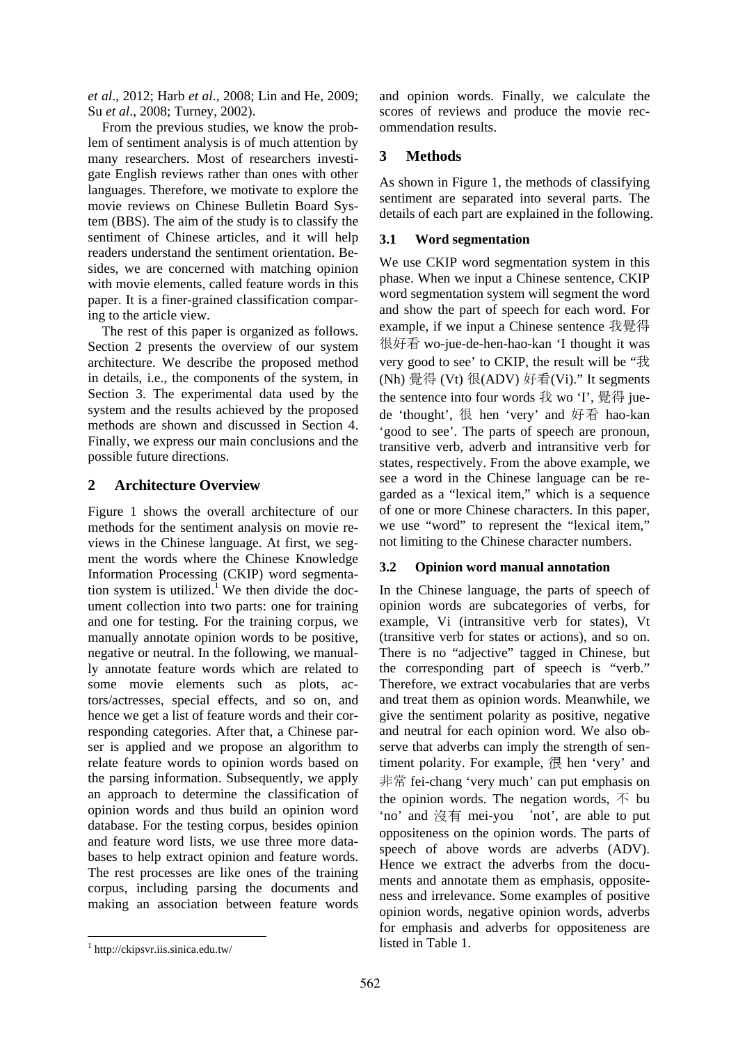*et al*., 2012; Harb *et al*., 2008; Lin and He, 2009; Su *et al*., 2008; Turney, 2002).

From the previous studies, we know the problem of sentiment analysis is of much attention by many researchers. Most of researchers investigate English reviews rather than ones with other languages. Therefore, we motivate to explore the movie reviews on Chinese Bulletin Board System (BBS). The aim of the study is to classify the sentiment of Chinese articles, and it will help readers understand the sentiment orientation. Besides, we are concerned with matching opinion with movie elements, called feature words in this paper. It is a finer-grained classification comparing to the article view.

The rest of this paper is organized as follows. Section 2 presents the overview of our system architecture. We describe the proposed method in details, i.e., the components of the system, in Section 3. The experimental data used by the system and the results achieved by the proposed methods are shown and discussed in Section 4. Finally, we express our main conclusions and the possible future directions.

## 2 Architecture Overview

Figure 1 shows the overall architecture of our methods for the sentiment analysis on movie reviews in the Chinese language. At first, we segment the words where the Chinese Knowledge Information Processing (CKIP) word segmentation system is utilized.[1] We then divide the document collection into two parts: one for training and one for testing. For the training corpus, we manually annotate opinion words to be positive, negative or neutral. In the following, we manually annotate feature words which are related to some movie elements such as plots, actors/actresses, special effects, and so on, and hence we get a list of feature words and their corresponding categories. After that, a Chinese parser is applied and we propose an algorithm to relate feature words to opinion words based on the parsing information. Subsequently, we apply an approach to determine the classification of opinion words and thus build an opinion word database. For the testing corpus, besides opinion and feature word lists, we use three more databases to help extract opinion and feature words. The rest processes are like ones of the training corpus, including parsing the documents and making an association between feature words and opinion words. Finally, we calculate the scores of reviews and produce the movie recommendation results.

[1] http://ckipsvr.iis.sinica.edu.tw/

## 3 Methods

As shown in Figure 1, the methods of classifying sentiment are separated into several parts. The details of each part are explained in the following.

### 3.1 Word segmentation

We use CKIP word segmentation system in this phase. When we input a Chinese sentence, CKIP word segmentation system will segment the word and show the part of speech for each word. For example, if we input a Chinese sentence 我覺得很好看 wo-jue-de-hen-hao-kan 'I thought it was very good to see' to CKIP, the result will be "我(Nh) 覺得 (Vt) 很(ADV) 好看(Vi)." It segments the sentence into four words 我 wo 'I', 覺得 jue-de 'thought', 很 hen 'very' and 好看 hao-kan 'good to see'. The parts of speech are pronoun, transitive verb, adverb and intransitive verb for states, respectively. From the above example, we see a word in the Chinese language can be regarded as a "lexical item," which is a sequence of one or more Chinese characters. In this paper, we use "word" to represent the "lexical item," not limiting to the Chinese character numbers.

### 3.2 Opinion word manual annotation

In the Chinese language, the parts of speech of opinion words are subcategories of verbs, for example, Vi (intransitive verb for states), Vt (transitive verb for states or actions), and so on. There is no "adjective" tagged in Chinese, but the corresponding part of speech is "verb." Therefore, we extract vocabularies that are verbs and treat them as opinion words. Meanwhile, we give the sentiment polarity as positive, negative and neutral for each opinion word. We also observe that adverbs can imply the strength of sentiment polarity. For example, 很 hen 'very' and 非常 fei-chang 'very much' can put emphasis on the opinion words. The negation words, 不 bu 'no' and 沒有 mei-you 'not', are able to put oppositeness on the opinion words. The parts of speech of above words are adverbs (ADV). Hence we extract the adverbs from the documents and annotate them as emphasis, oppositeness and irrelevance. Some examples of positive opinion words, negative opinion words, adverbs for emphasis and adverbs for oppositeness are listed in Table 1.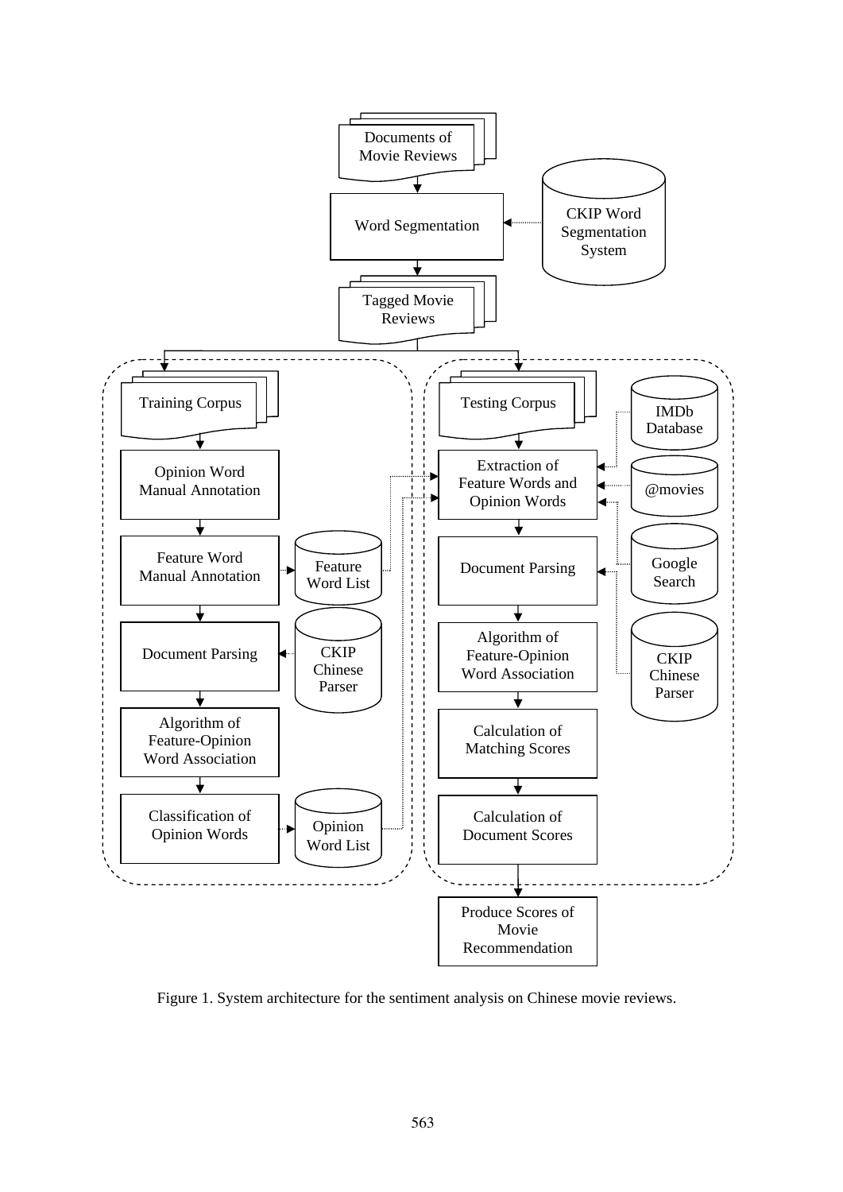Figure 1. System architecture for the sentiment analysis on Chinese movie reviews.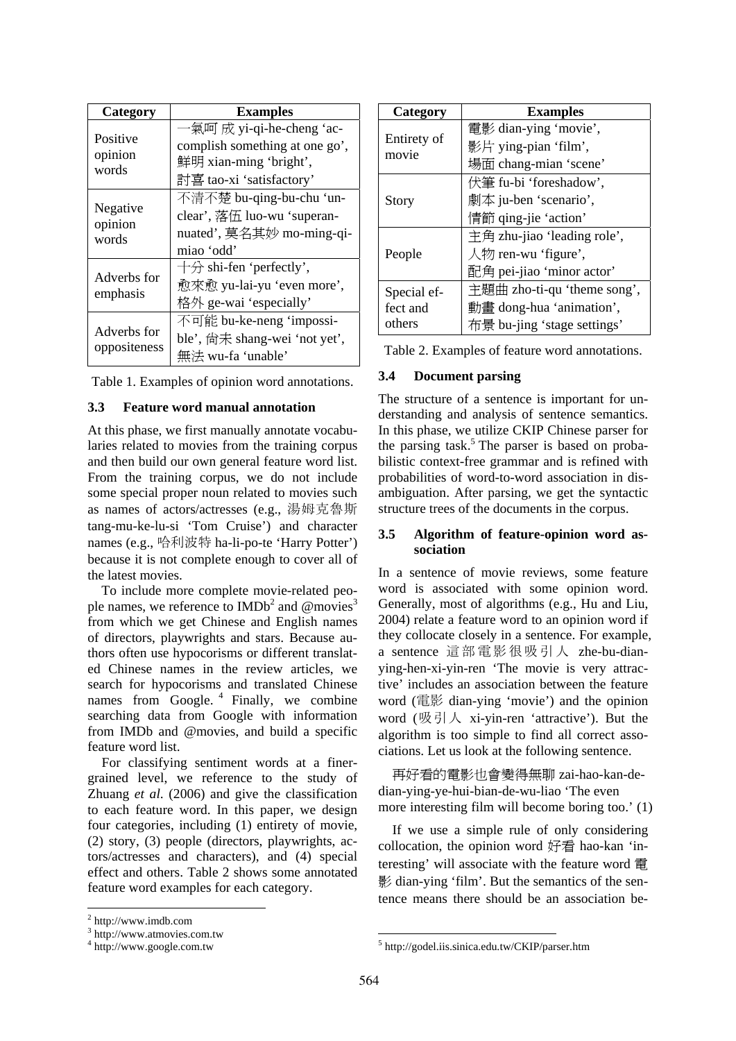| Category | Examples |
|---|---|
| Positive opinion words | 一氣呵成 yi-qi-he-cheng 'accomplish something at one go', 鮮明 xian-ming 'bright', 討喜 tao-xi 'satisfactory' |
| Negative opinion words | 不清不楚 bu-qing-bu-chu 'unclear', 落伍 luo-wu 'superannuated', 莫名其妙 mo-ming-qi-miao 'odd' |
| Adverbs for emphasis | 十分 shi-fen 'perfectly', 愈來愈 yu-lai-yu 'even more', 格外 ge-wai 'especially' |
| Adverbs for oppositeness | 不可能 bu-ke-neng 'impossible', 尚未 shang-wei 'not yet', 無法 wu-fa 'unable' |

Table 1. Examples of opinion word annotations.

### 3.3 Feature word manual annotation

At this phase, we first manually annotate vocabularies related to movies from the training corpus and then build our own general feature word list. From the training corpus, we do not include some special proper noun related to movies such as names of actors/actresses (e.g., 湯姆克魯斯 tang-mu-ke-lu-si 'Tom Cruise') and character names (e.g., 哈利波特 ha-li-po-te 'Harry Potter') because it is not complete enough to cover all of the latest movies.

To include more complete movie-related people names, we reference to IMDb[2] and @movies[3] from which we get Chinese and English names of directors, playwrights and stars. Because authors often use hypocorisms or different translated Chinese names in the review articles, we search for hypocorisms and translated Chinese names from Google.[4] Finally, we combine searching data from Google with information from IMDb and @movies, and build a specific feature word list.

For classifying sentiment words at a finer-grained level, we reference to the study of Zhuang *et al.* (2006) and give the classification to each feature word. In this paper, we design four categories, including (1) entirety of movie, (2) story, (3) people (directors, playwrights, actors/actresses and characters), and (4) special effect and others. Table 2 shows some annotated feature word examples for each category.

[2] http://www.imdb.com
[3] http://www.atmovies.com.tw
[4] http://www.google.com.tw

| Category | Examples |
|---|---|
| Entirety of movie | 電影 dian-ying 'movie', 影片 ying-pian 'film', 場面 chang-mian 'scene' |
| Story | 伏筆 fu-bi 'foreshadow', 劇本 ju-ben 'scenario', 情節 qing-jie 'action' |
| People | 主角 zhu-jiao 'leading role', 人物 ren-wu 'figure', 配角 pei-jiao 'minor actor' |
| Special effect and others | 主題曲 zho-ti-qu 'theme song', 動畫 dong-hua 'animation', 布景 bu-jing 'stage settings' |

Table 2. Examples of feature word annotations.

### 3.4 Document parsing

The structure of a sentence is important for understanding and analysis of sentence semantics. In this phase, we utilize CKIP Chinese parser for the parsing task.[5] The parser is based on probabilistic context-free grammar and is refined with probabilities of word-to-word association in disambiguation. After parsing, we get the syntactic structure trees of the documents in the corpus.

### 3.5 Algorithm of feature-opinion word association

In a sentence of movie reviews, some feature word is associated with some opinion word. Generally, most of algorithms (e.g., Hu and Liu, 2004) relate a feature word to an opinion word if they collocate closely in a sentence. For example, a sentence 這部電影很吸引人 zhe-bu-dian-ying-hen-xi-yin-ren 'The movie is very attractive' includes an association between the feature word (電影 dian-ying 'movie') and the opinion word (吸引人 xi-yin-ren 'attractive'). But the algorithm is too simple to find all correct associations. Let us look at the following sentence.

再好看的電影也會變得無聊 zai-hao-kan-de-dian-ying-ye-hui-bian-de-wu-liao 'The even more interesting film will become boring too.' (1)

If we use a simple rule of only considering collocation, the opinion word 好看 hao-kan 'interesting' will associate with the feature word 電影 dian-ying 'film'. But the semantics of the sentence means there should be an association be-

[5] http://godel.iis.sinica.edu.tw/CKIP/parser.htm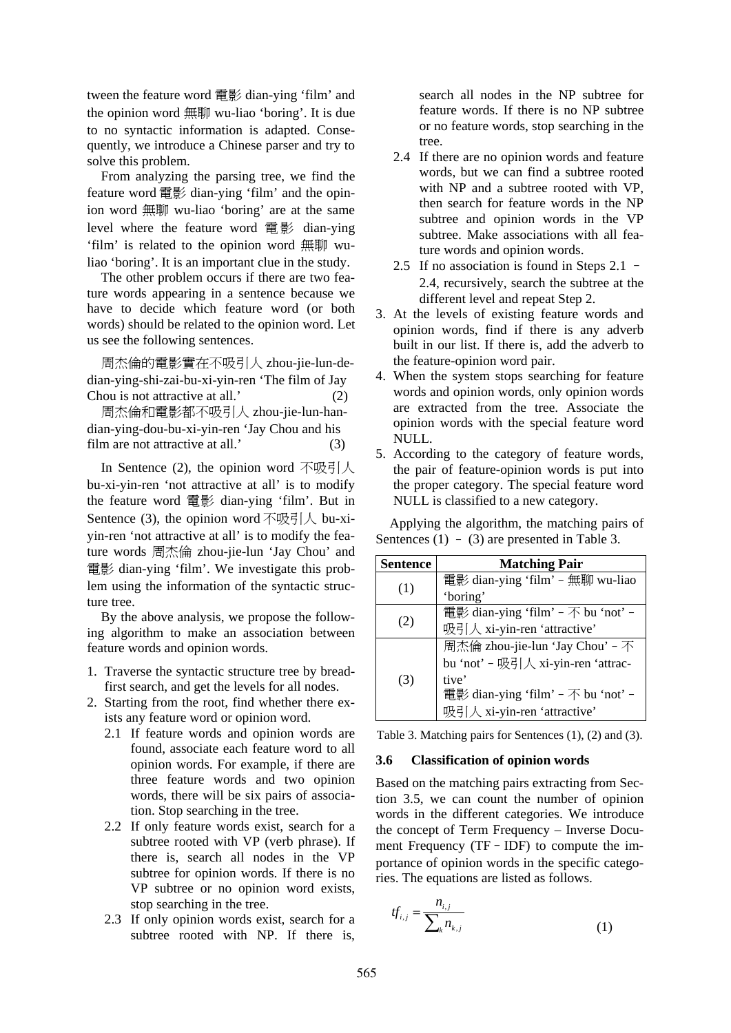tween the feature word 電影 dian-ying 'film' and the opinion word 無聊 wu-liao 'boring'. It is due to no syntactic information is adapted. Consequently, we introduce a Chinese parser and try to solve this problem.

From analyzing the parsing tree, we find the feature word 電影 dian-ying 'film' and the opinion word 無聊 wu-liao 'boring' are at the same level where the feature word 電影 dian-ying 'film' is related to the opinion word 無聊 wu-liao 'boring'. It is an important clue in the study.

The other problem occurs if there are two feature words appearing in a sentence because we have to decide which feature word (or both words) should be related to the opinion word. Let us see the following sentences.

周杰倫的電影實在不吸引人 zhou-jie-lun-de-dian-ying-shi-zai-bu-xi-yin-ren 'The film of Jay Chou is not attractive at all.' (2)

周杰倫和電影都不吸引人 zhou-jie-lun-han-dian-ying-dou-bu-xi-yin-ren 'Jay Chou and his film are not attractive at all.' (3)

In Sentence (2), the opinion word 不吸引人 bu-xi-yin-ren 'not attractive at all' is to modify the feature word 電影 dian-ying 'film'. But in Sentence (3), the opinion word 不吸引人 bu-xi-yin-ren 'not attractive at all' is to modify the feature words 周杰倫 zhou-jie-lun 'Jay Chou' and 電影 dian-ying 'film'. We investigate this problem using the information of the syntactic structure tree.

By the above analysis, we propose the following algorithm to make an association between feature words and opinion words.

1. Traverse the syntactic structure tree by bread-first search, and get the levels for all nodes.
2. Starting from the root, find whether there exists any feature word or opinion word.
   - 2.1 If feature words and opinion words are found, associate each feature word to all opinion words. For example, if there are three feature words and two opinion words, there will be six pairs of association. Stop searching in the tree.
   - 2.2 If only feature words exist, search for a subtree rooted with VP (verb phrase). If there is, search all nodes in the VP subtree for opinion words. If there is no VP subtree or no opinion word exists, stop searching in the tree.
   - 2.3 If only opinion words exist, search for a subtree rooted with NP. If there is, search all nodes in the NP subtree for feature words. If there is no NP subtree or no feature words, stop searching in the tree.
   - 2.4 If there are no opinion words and feature words, but we can find a subtree rooted with NP and a subtree rooted with VP, then search for feature words in the NP subtree and opinion words in the VP subtree. Make associations with all feature words and opinion words.
   - 2.5 If no association is found in Steps 2.1 – 2.4, recursively, search the subtree at the different level and repeat Step 2.
3. At the levels of existing feature words and opinion words, find if there is any adverb built in our list. If there is, add the adverb to the feature-opinion word pair.
4. When the system stops searching for feature words and opinion words, only opinion words are extracted from the tree. Associate the opinion words with the special feature word NULL.
5. According to the category of feature words, the pair of feature-opinion words is put into the proper category. The special feature word NULL is classified to a new category.

Applying the algorithm, the matching pairs of Sentences (1) – (3) are presented in Table 3.

| Sentence | Matching Pair |
|---|---|
| (1) | 電影 dian-ying 'film' – 無聊 wu-liao 'boring' |
| (2) | 電影 dian-ying 'film' – 不 bu 'not' – 吸引人 xi-yin-ren 'attractive' |
| (3) | 周杰倫 zhou-jie-lun 'Jay Chou' – 不 bu 'not' – 吸引人 xi-yin-ren 'attractive'<br>電影 dian-ying 'film' – 不 bu 'not' – 吸引人 xi-yin-ren 'attractive' |

Table 3. Matching pairs for Sentences (1), (2) and (3).

### 3.6 Classification of opinion words

Based on the matching pairs extracting from Section 3.5, we can count the number of opinion words in the different categories. We introduce the concept of Term Frequency – Inverse Document Frequency (TF–IDF) to compute the importance of opinion words in the specific categories. The equations are listed as follows.

$$tf_{i,j} = \frac{n_{i,j}}{\sum_k n_{k,j}} \quad (1)$$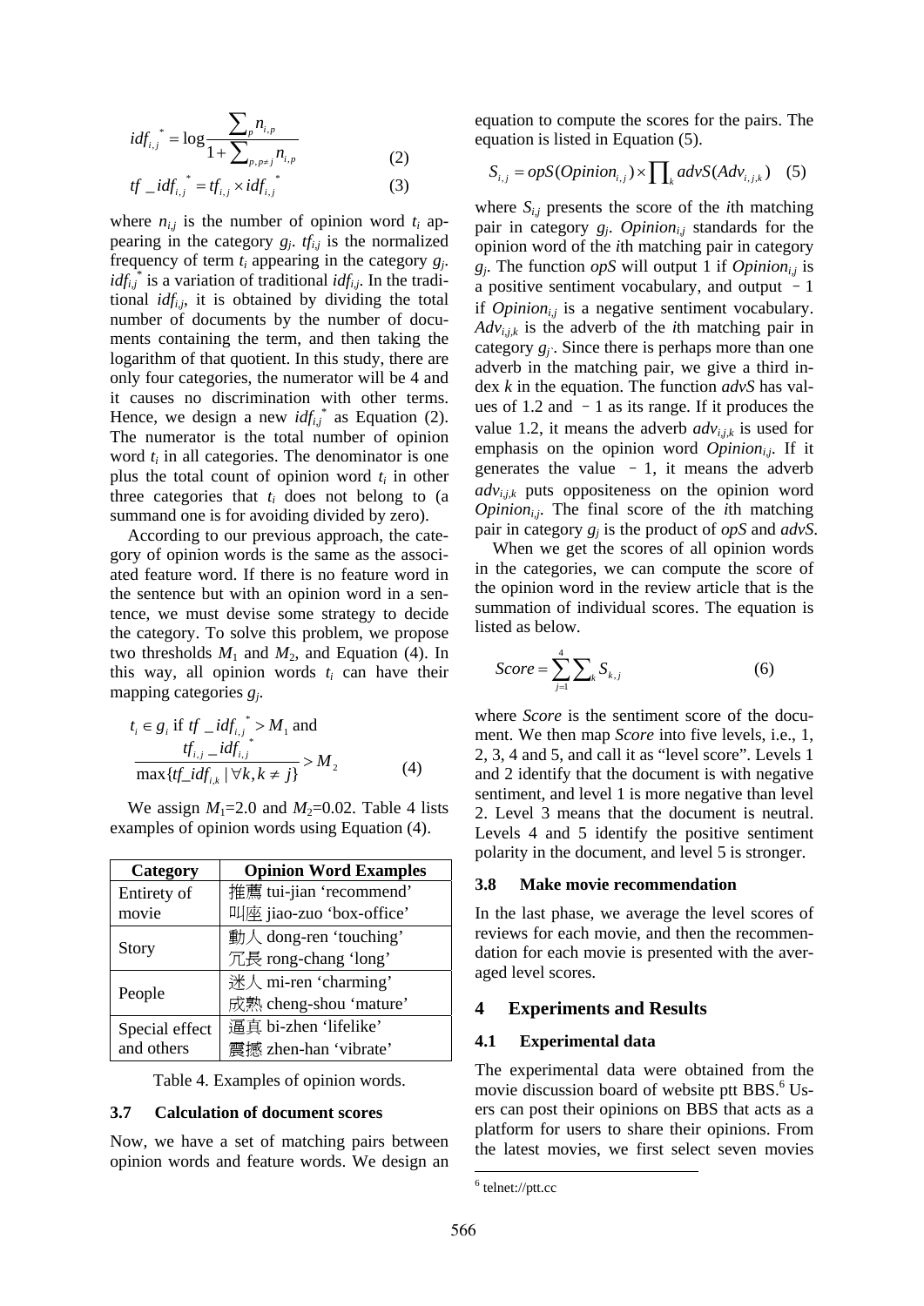$$idf_{i,j}^{*} = \log \frac{\sum_{p} n_{i,p}}{1+\sum_{p,p\neq j} n_{i,p}} \quad (2)$$

$$tf\_idf_{i,j}^{*} = tf_{i,j} \times idf_{i,j}^{*} \quad (3)$$

where $n_{i,j}$ is the number of opinion word $t_i$ appearing in the category $g_j$. $tf_{i,j}$ is the normalized frequency of term $t_i$ appearing in the category $g_j$. $idf_{i,j}^{*}$ is a variation of traditional $idf_{i,j}$. In the traditional $idf_{i,j}$, it is obtained by dividing the total number of documents by the number of documents containing the term, and then taking the logarithm of that quotient. In this study, there are only four categories, the numerator will be 4 and it causes no discrimination with other terms. Hence, we design a new $idf_{i,j}^{*}$ as Equation (2). The numerator is the total number of opinion word $t_i$ in all categories. The denominator is one plus the total count of opinion word $t_i$ in other three categories that $t_i$ does not belong to (a summand one is for avoiding divided by zero).

According to our previous approach, the category of opinion words is the same as the associated feature word. If there is no feature word in the sentence but with an opinion word in a sentence, we must devise some strategy to decide the category. To solve this problem, we propose two thresholds $M_1$ and $M_2$, and Equation (4). In this way, all opinion words $t_i$ can have their mapping categories $g_j$.

$$t_i \in g_i \text{ if } tf\_idf_{i,j}^{*} > M_1 \text{ and } \frac{tf_{i,j}\_idf_{i,j}^{*}}{\max\{tf\_idf_{i,k} \mid \forall k, k \neq j\}} > M_2 \quad (4)$$

We assign $M_1$=2.0 and $M_2$=0.02. Table 4 lists examples of opinion words using Equation (4).

| Category | Opinion Word Examples |
|---|---|
| Entirety of movie | 推薦 tui-jian 'recommend'<br>叫座 jiao-zuo 'box-office' |
| Story | 動人 dong-ren 'touching'<br>冗長 rong-chang 'long' |
| People | 迷人 mi-ren 'charming'<br>成熟 cheng-shou 'mature' |
| Special effect and others | 逼真 bi-zhen 'lifelike'<br>震撼 zhen-han 'vibrate' |

Table 4. Examples of opinion words.

### 3.7 Calculation of document scores

Now, we have a set of matching pairs between opinion words and feature words. We design an equation to compute the scores for the pairs. The equation is listed in Equation (5).

$$S_{i,j} = opS(Opinion_{i,j}) \times \prod_{k} advS(Adv_{i,j,k}) \quad (5)$$

where $S_{i,j}$ presents the score of the $i$th matching pair in category $g_j$. $Opinion_{i,j}$ standards for the opinion word of the $i$th matching pair in category $g_j$. The function $opS$ will output 1 if $Opinion_{i,j}$ is a positive sentiment vocabulary, and output －1 if $Opinion_{i,j}$ is a negative sentiment vocabulary. $Adv_{i,j,k}$ is the adverb of the $i$th matching pair in category $g_j$. Since there is perhaps more than one adverb in the matching pair, we give a third index $k$ in the equation. The function $advS$ has values of 1.2 and －1 as its range. If it produces the value 1.2, it means the adverb $adv_{i,j,k}$ is used for emphasis on the opinion word $Opinion_{i,j}$. If it generates the value －1, it means the adverb $adv_{i,j,k}$ puts oppositeness on the opinion word $Opinion_{i,j}$. The final score of the $i$th matching pair in category $g_j$ is the product of $opS$ and $advS$.

When we get the scores of all opinion words in the categories, we can compute the score of the opinion word in the review article that is the summation of individual scores. The equation is listed as below.

$$Score = \sum_{j=1}^{4} \sum_{k} S_{k,j} \quad (6)$$

where $Score$ is the sentiment score of the document. We then map $Score$ into five levels, i.e., 1, 2, 3, 4 and 5, and call it as "level score". Levels 1 and 2 identify that the document is with negative sentiment, and level 1 is more negative than level 2. Level 3 means that the document is neutral. Levels 4 and 5 identify the positive sentiment polarity in the document, and level 5 is stronger.

### 3.8 Make movie recommendation

In the last phase, we average the level scores of reviews for each movie, and then the recommendation for each movie is presented with the averaged level scores.

## 4 Experiments and Results

### 4.1 Experimental data

The experimental data were obtained from the movie discussion board of website ptt BBS.[6] Users can post their opinions on BBS that acts as a platform for users to share their opinions. From the latest movies, we first select seven movies

[6] telnet://ptt.cc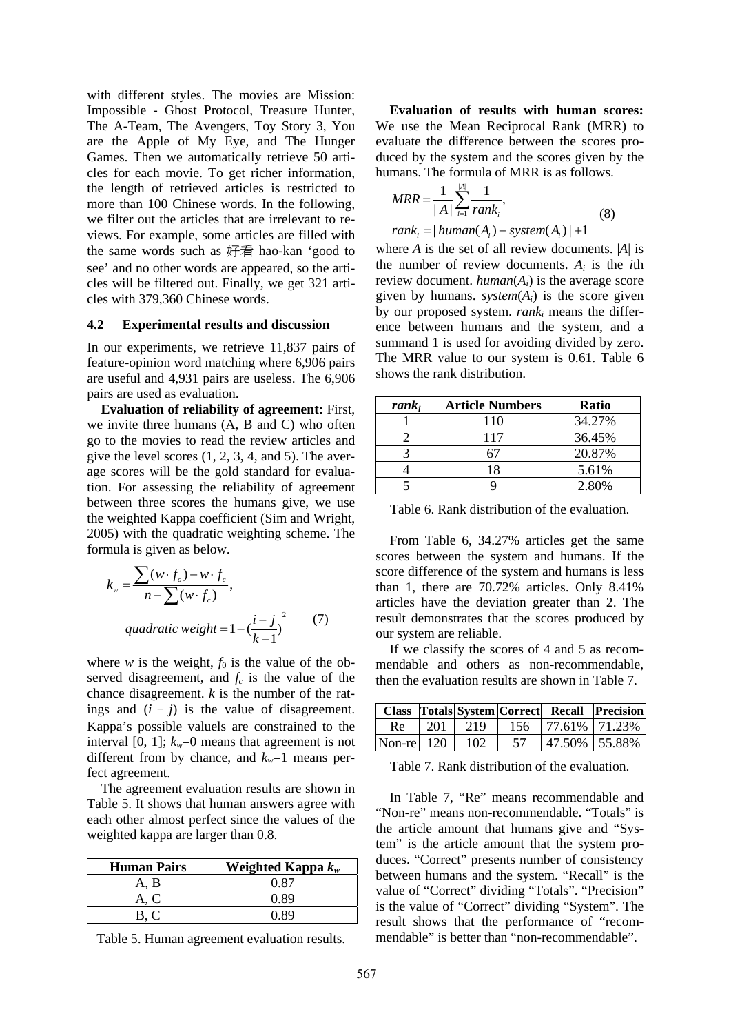with different styles. The movies are Mission: Impossible - Ghost Protocol, Treasure Hunter, The A-Team, The Avengers, Toy Story 3, You are the Apple of My Eye, and The Hunger Games. Then we automatically retrieve 50 articles for each movie. To get richer information, the length of retrieved articles is restricted to more than 100 Chinese words. In the following, we filter out the articles that are irrelevant to reviews. For example, some articles are filled with the same words such as 好看 hao-kan 'good to see' and no other words are appeared, so the articles will be filtered out. Finally, we get 321 articles with 379,360 Chinese words.

### 4.2 Experimental results and discussion

In our experiments, we retrieve 11,837 pairs of feature-opinion word matching where 6,906 pairs are useful and 4,931 pairs are useless. The 6,906 pairs are used as evaluation.

**Evaluation of reliability of agreement:** First, we invite three humans (A, B and C) who often go to the movies to read the review articles and give the level scores (1, 2, 3, 4, and 5). The average scores will be the gold standard for evaluation. For assessing the reliability of agreement between three scores the humans give, we use the weighted Kappa coefficient (Sim and Wright, 2005) with the quadratic weighting scheme. The formula is given as below.

$$k_w = \frac{\sum(w \cdot f_o) - w \cdot f_c}{n - \sum(w \cdot f_c)},$$
$$quadratic\ weight = 1 - (\frac{i-j}{k-1})^2 \qquad (7)$$

where $w$ is the weight, $f_0$ is the value of the observed disagreement, and $f_c$ is the value of the chance disagreement. $k$ is the number of the ratings and $(i - j)$ is the value of disagreement. Kappa's possible valuels are constrained to the interval [0, 1]; $k_w$=0 means that agreement is not different from by chance, and $k_w$=1 means perfect agreement.

The agreement evaluation results are shown in Table 5. It shows that human answers agree with each other almost perfect since the values of the weighted kappa are larger than 0.8.

| Human Pairs | Weighted Kappa $k_w$ |
|---|---|
| A, B | 0.87 |
| A, C | 0.89 |
| B, C | 0.89 |

Table 5. Human agreement evaluation results.

**Evaluation of results with human scores:** We use the Mean Reciprocal Rank (MRR) to evaluate the difference between the scores produced by the system and the scores given by the humans. The formula of MRR is as follows.

$$MRR = \frac{1}{|A|}\sum_{i=1}^{|A|}\frac{1}{rank_i},$$
$$rank_i = |human(A_i) - system(A_i)| + 1 \qquad (8)$$

where $A$ is the set of all review documents. $|A|$ is the number of review documents. $A_i$ is the $i$th review document. $human(A_i)$ is the average score given by humans. $system(A_i)$ is the score given by our proposed system. $rank_i$ means the difference between humans and the system, and a summand 1 is used for avoiding divided by zero. The MRR value to our system is 0.61. Table 6 shows the rank distribution.

| $rank_i$ | Article Numbers | Ratio |
|---|---|---|
| 1 | 110 | 34.27% |
| 2 | 117 | 36.45% |
| 3 | 67 | 20.87% |
| 4 | 18 | 5.61% |
| 5 | 9 | 2.80% |

Table 6. Rank distribution of the evaluation.

From Table 6, 34.27% articles get the same scores between the system and humans. If the score difference of the system and humans is less than 1, there are 70.72% articles. Only 8.41% articles have the deviation greater than 2. The result demonstrates that the scores produced by our system are reliable.

If we classify the scores of 4 and 5 as recommendable and others as non-recommendable, then the evaluation results are shown in Table 7.

| Class | Totals | System | Correct | Recall | Precision |
|---|---|---|---|---|---|
| Re | 201 | 219 | 156 | 77.61% | 71.23% |
| Non-re | 120 | 102 | 57 | 47.50% | 55.88% |

Table 7. Rank distribution of the evaluation.

In Table 7, "Re" means recommendable and "Non-re" means non-recommendable. "Totals" is the article amount that humans give and "System" is the article amount that the system produces. "Correct" presents number of consistency between humans and the system. "Recall" is the value of "Correct" dividing "Totals". "Precision" is the value of "Correct" dividing "System". The result shows that the performance of "recommendable" is better than "non-recommendable".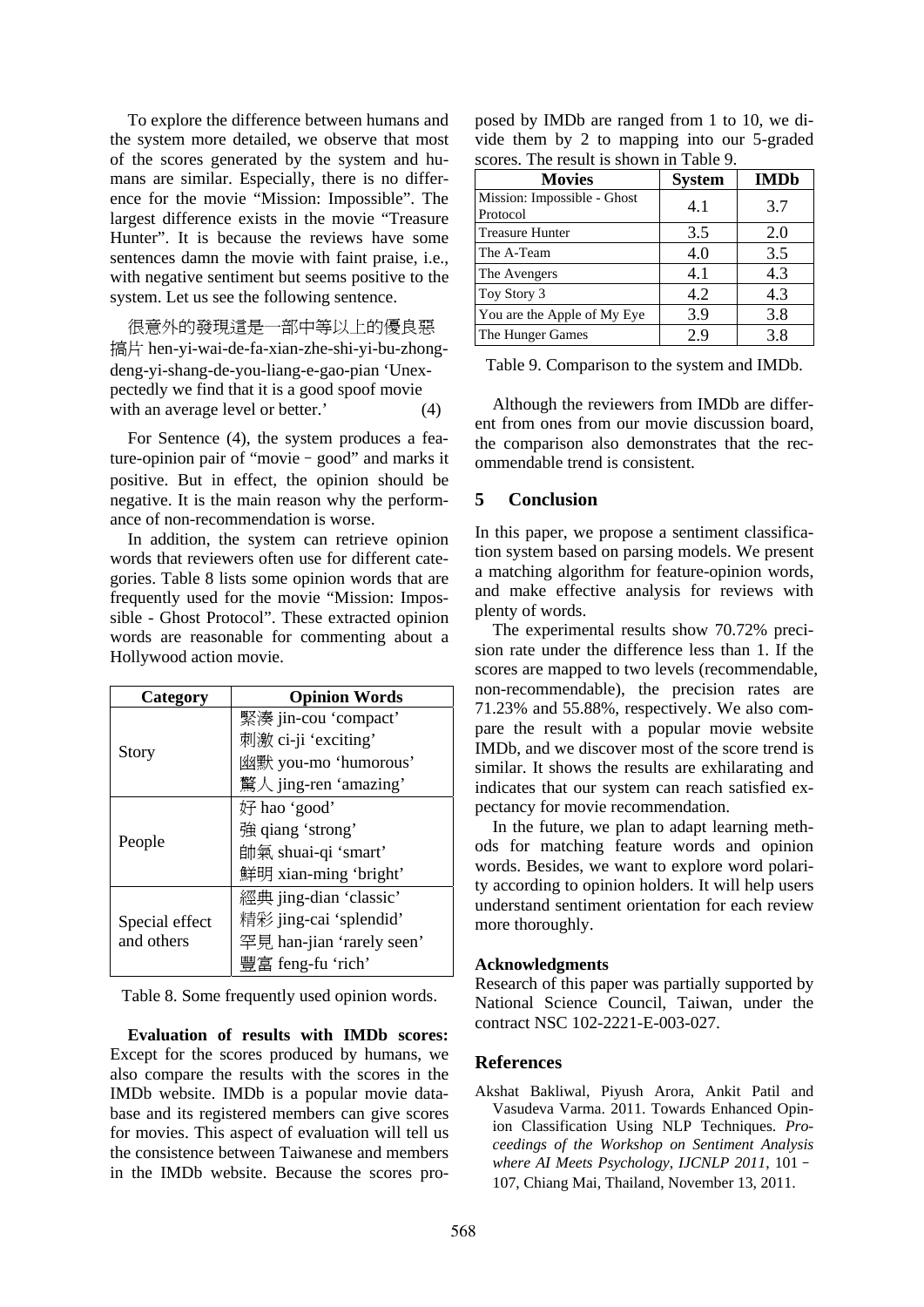To explore the difference between humans and the system more detailed, we observe that most of the scores generated by the system and humans are similar. Especially, there is no difference for the movie "Mission: Impossible". The largest difference exists in the movie "Treasure Hunter". It is because the reviews have some sentences damn the movie with faint praise, i.e., with negative sentiment but seems positive to the system. Let us see the following sentence.

很意外的發現這是一部中等以上的優良惡搞片 hen-yi-wai-de-fa-xian-zhe-shi-yi-bu-zhong-deng-yi-shang-de-you-liang-e-gao-pian 'Unexpectedly we find that it is a good spoof movie with an average level or better.' (4)

For Sentence (4), the system produces a feature-opinion pair of "movie－good" and marks it positive. But in effect, the opinion should be negative. It is the main reason why the performance of non-recommendation is worse.

In addition, the system can retrieve opinion words that reviewers often use for different categories. Table 8 lists some opinion words that are frequently used for the movie "Mission: Impossible - Ghost Protocol". These extracted opinion words are reasonable for commenting about a Hollywood action movie.

| Category | Opinion Words |
|---|---|
| Story | 緊湊 jin-cou 'compact'<br>刺激 ci-ji 'exciting'<br>幽默 you-mo 'humorous'<br>驚人 jing-ren 'amazing' |
| People | 好 hao 'good'<br>強 qiang 'strong'<br>帥氣 shuai-qi 'smart'<br>鮮明 xian-ming 'bright' |
| Special effect and others | 經典 jing-dian 'classic'<br>精彩 jing-cai 'splendid'<br>罕見 han-jian 'rarely seen'<br>豐富 feng-fu 'rich' |

Table 8. Some frequently used opinion words.

**Evaluation of results with IMDb scores:** Except for the scores produced by humans, we also compare the results with the scores in the IMDb website. IMDb is a popular movie database and its registered members can give scores for movies. This aspect of evaluation will tell us the consistence between Taiwanese and members in the IMDb website. Because the scores proposed by IMDb are ranged from 1 to 10, we divide them by 2 to mapping into our 5-graded scores. The result is shown in Table 9.

| Movies | System | IMDb |
|---|---|---|
| Mission: Impossible - Ghost Protocol | 4.1 | 3.7 |
| Treasure Hunter | 3.5 | 2.0 |
| The A-Team | 4.0 | 3.5 |
| The Avengers | 4.1 | 4.3 |
| Toy Story 3 | 4.2 | 4.3 |
| You are the Apple of My Eye | 3.9 | 3.8 |
| The Hunger Games | 2.9 | 3.8 |

Table 9. Comparison to the system and IMDb.

Although the reviewers from IMDb are different from ones from our movie discussion board, the comparison also demonstrates that the recommendable trend is consistent.

## 5 Conclusion

In this paper, we propose a sentiment classification system based on parsing models. We present a matching algorithm for feature-opinion words, and make effective analysis for reviews with plenty of words.

The experimental results show 70.72% precision rate under the difference less than 1. If the scores are mapped to two levels (recommendable, non-recommendable), the precision rates are 71.23% and 55.88%, respectively. We also compare the result with a popular movie website IMDb, and we discover most of the score trend is similar. It shows the results are exhilarating and indicates that our system can reach satisfied expectancy for movie recommendation.

In the future, we plan to adapt learning methods for matching feature words and opinion words. Besides, we want to explore word polarity according to opinion holders. It will help users understand sentiment orientation for each review more thoroughly.

### Acknowledgments

Research of this paper was partially supported by National Science Council, Taiwan, under the contract NSC 102-2221-E-003-027.

## References

Akshat Bakliwal, Piyush Arora, Ankit Patil and Vasudeva Varma. 2011. Towards Enhanced Opinion Classification Using NLP Techniques. *Proceedings of the Workshop on Sentiment Analysis where AI Meets Psychology, IJCNLP 2011*, 101－107, Chiang Mai, Thailand, November 13, 2011.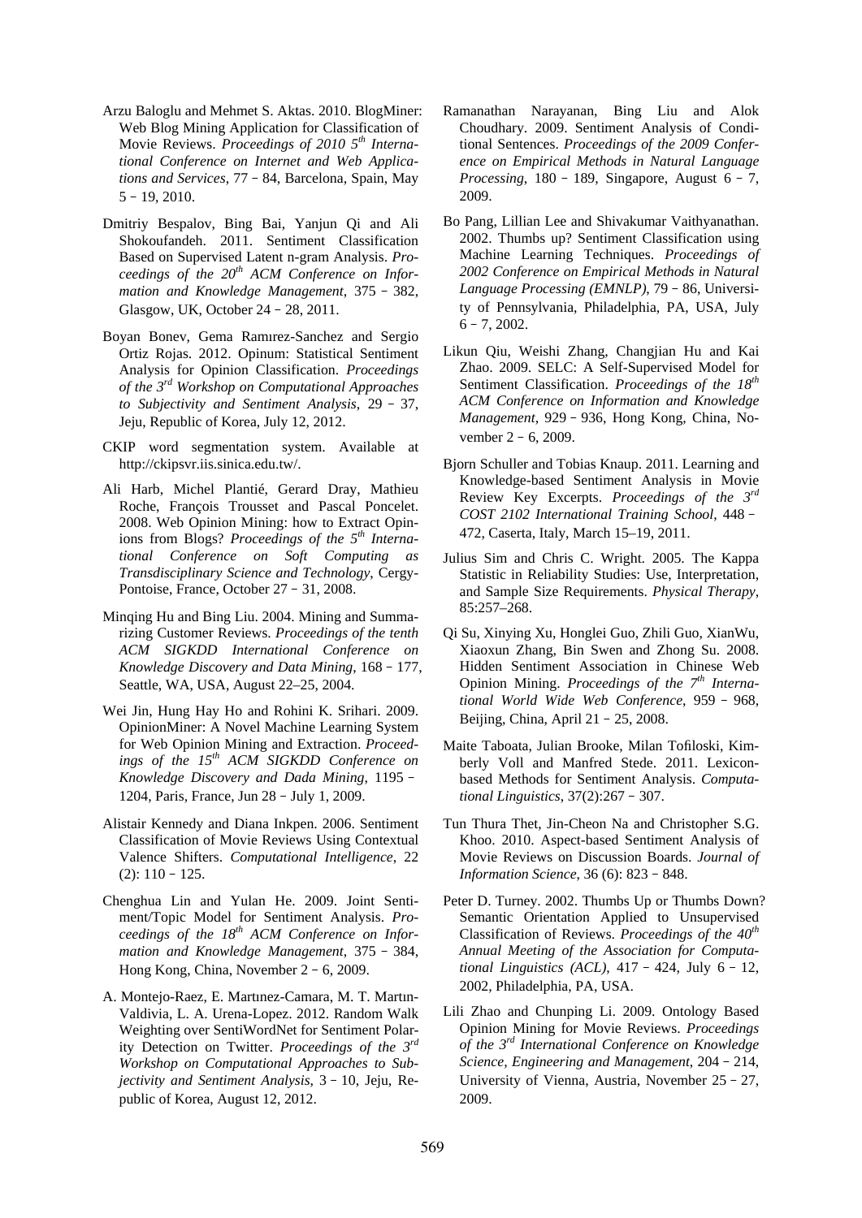Arzu Baloglu and Mehmet S. Aktas. 2010. BlogMiner: Web Blog Mining Application for Classification of Movie Reviews. *Proceedings of 2010 5[th] International Conference on Internet and Web Applications and Services*, 77－84, Barcelona, Spain, May 5－19, 2010.

Dmitriy Bespalov, Bing Bai, Yanjun Qi and Ali Shokoufandeh. 2011. Sentiment Classification Based on Supervised Latent n-gram Analysis. *Proceedings of the 20[th] ACM Conference on Information and Knowledge Management*, 375－382, Glasgow, UK, October 24－28, 2011.

Boyan Bonev, Gema Ramırez-Sanchez and Sergio Ortiz Rojas. 2012. Opinum: Statistical Sentiment Analysis for Opinion Classification. *Proceedings of the 3[rd] Workshop on Computational Approaches to Subjectivity and Sentiment Analysis*, 29－37, Jeju, Republic of Korea, July 12, 2012.

CKIP word segmentation system. Available at http://ckipsvr.iis.sinica.edu.tw/.

Ali Harb, Michel Plantié, Gerard Dray, Mathieu Roche, François Trousset and Pascal Poncelet. 2008. Web Opinion Mining: how to Extract Opinions from Blogs? *Proceedings of the 5[th] International Conference on Soft Computing as Transdisciplinary Science and Technology*, Cergy-Pontoise, France, October 27－31, 2008.

Minqing Hu and Bing Liu. 2004. Mining and Summarizing Customer Reviews. *Proceedings of the tenth ACM SIGKDD International Conference on Knowledge Discovery and Data Mining*, 168－177, Seattle, WA, USA, August 22–25, 2004.

Wei Jin, Hung Hay Ho and Rohini K. Srihari. 2009. OpinionMiner: A Novel Machine Learning System for Web Opinion Mining and Extraction. *Proceedings of the 15[th] ACM SIGKDD Conference on Knowledge Discovery and Dada Mining*, 1195－1204, Paris, France, Jun 28－July 1, 2009.

Alistair Kennedy and Diana Inkpen. 2006. Sentiment Classification of Movie Reviews Using Contextual Valence Shifters. *Computational Intelligence*, 22 (2): 110－125.

Chenghua Lin and Yulan He. 2009. Joint Sentiment/Topic Model for Sentiment Analysis. *Proceedings of the 18[th] ACM Conference on Information and Knowledge Management*, 375－384, Hong Kong, China, November 2－6, 2009.

A. Montejo-Raez, E. Martınez-Camara, M. T. Martın-Valdivia, L. A. Urena-Lopez. 2012. Random Walk Weighting over SentiWordNet for Sentiment Polarity Detection on Twitter. *Proceedings of the 3[rd] Workshop on Computational Approaches to Subjectivity and Sentiment Analysis*, 3－10, Jeju, Republic of Korea, August 12, 2012.

Ramanathan Narayanan, Bing Liu and Alok Choudhary. 2009. Sentiment Analysis of Conditional Sentences. *Proceedings of the 2009 Conference on Empirical Methods in Natural Language Processing*, 180－189, Singapore, August 6－7, 2009.

Bo Pang, Lillian Lee and Shivakumar Vaithyanathan. 2002. Thumbs up? Sentiment Classification using Machine Learning Techniques. *Proceedings of 2002 Conference on Empirical Methods in Natural Language Processing (EMNLP)*, 79－86, University of Pennsylvania, Philadelphia, PA, USA, July 6－7, 2002.

Likun Qiu, Weishi Zhang, Changjian Hu and Kai Zhao. 2009. SELC: A Self-Supervised Model for Sentiment Classification. *Proceedings of the 18[th] ACM Conference on Information and Knowledge Management*, 929－936, Hong Kong, China, November 2－6, 2009.

Bjorn Schuller and Tobias Knaup. 2011. Learning and Knowledge-based Sentiment Analysis in Movie Review Key Excerpts. *Proceedings of the 3[rd] COST 2102 International Training School*, 448－472, Caserta, Italy, March 15–19, 2011.

Julius Sim and Chris C. Wright. 2005. The Kappa Statistic in Reliability Studies: Use, Interpretation, and Sample Size Requirements. *Physical Therapy*, 85:257–268.

Qi Su, Xinying Xu, Honglei Guo, Zhili Guo, XianWu, Xiaoxun Zhang, Bin Swen and Zhong Su. 2008. Hidden Sentiment Association in Chinese Web Opinion Mining. *Proceedings of the 7[th] International World Wide Web Conference*, 959－968, Beijing, China, April 21－25, 2008.

Maite Taboata, Julian Brooke, Milan Tofiloski, Kimberly Voll and Manfred Stede. 2011. Lexicon-based Methods for Sentiment Analysis. *Computational Linguistics*, 37(2):267－307.

Tun Thura Thet, Jin-Cheon Na and Christopher S.G. Khoo. 2010. Aspect-based Sentiment Analysis of Movie Reviews on Discussion Boards. *Journal of Information Science*, 36 (6): 823－848.

Peter D. Turney. 2002. Thumbs Up or Thumbs Down? Semantic Orientation Applied to Unsupervised Classification of Reviews. *Proceedings of the 40[th] Annual Meeting of the Association for Computational Linguistics (ACL)*, 417－424, July 6－12, 2002, Philadelphia, PA, USA.

Lili Zhao and Chunping Li. 2009. Ontology Based Opinion Mining for Movie Reviews. *Proceedings of the 3[rd] International Conference on Knowledge Science, Engineering and Management*, 204－214, University of Vienna, Austria, November 25－27, 2009.